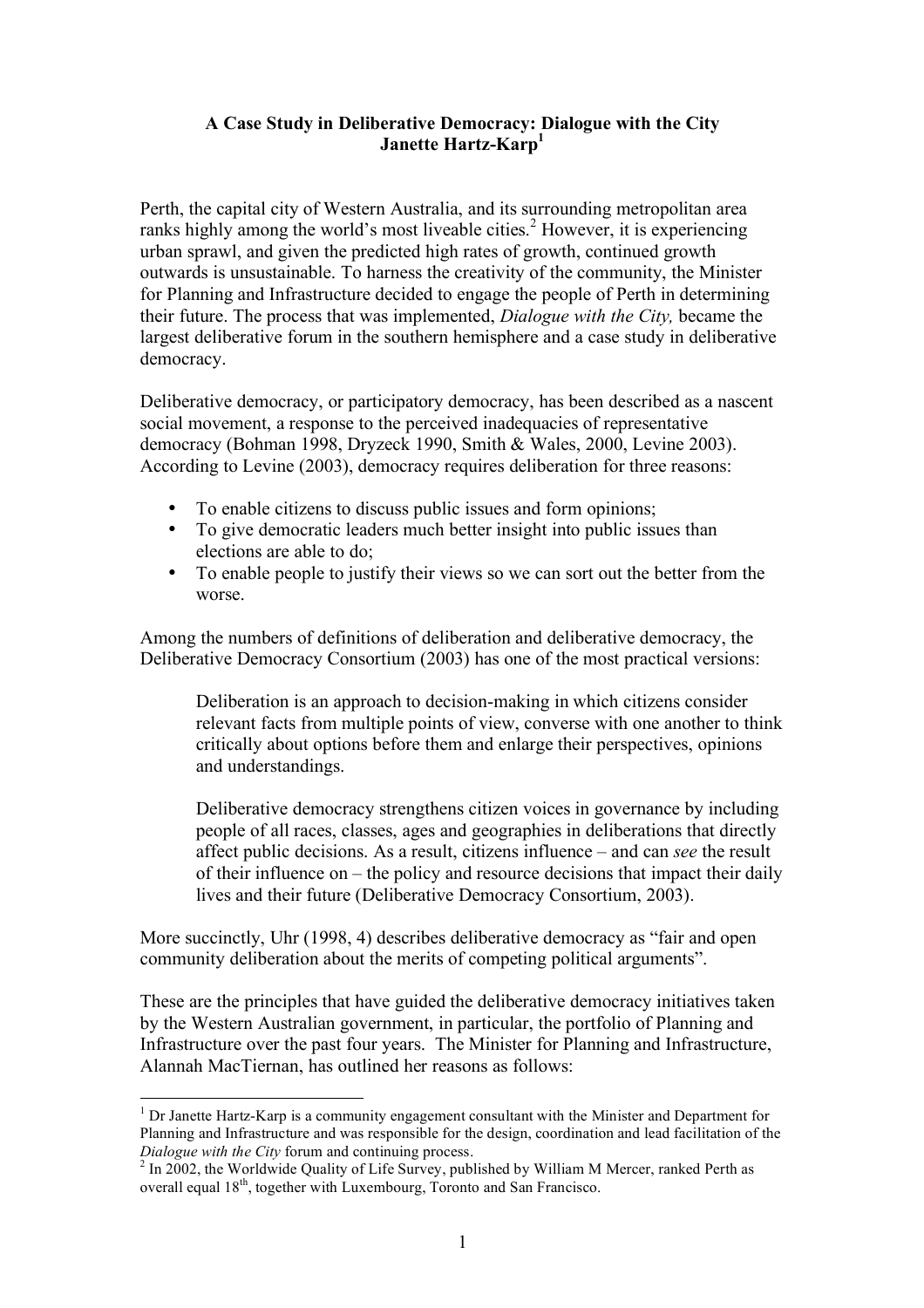**A Case Study in Deliberative Democracy: Dialogue with the City**
**Janette Hartz-Karp**[1]

Perth, the capital city of Western Australia, and its surrounding metropolitan area ranks highly among the world's most liveable cities.[2] However, it is experiencing urban sprawl, and given the predicted high rates of growth, continued growth outwards is unsustainable. To harness the creativity of the community, the Minister for Planning and Infrastructure decided to engage the people of Perth in determining their future. The process that was implemented, *Dialogue with the City,* became the largest deliberative forum in the southern hemisphere and a case study in deliberative democracy.

Deliberative democracy, or participatory democracy, has been described as a nascent social movement, a response to the perceived inadequacies of representative democracy (Bohman 1998, Dryzeck 1990, Smith & Wales, 2000, Levine 2003). According to Levine (2003), democracy requires deliberation for three reasons:

- To enable citizens to discuss public issues and form opinions;
- To give democratic leaders much better insight into public issues than elections are able to do;
- To enable people to justify their views so we can sort out the better from the worse.

Among the numbers of definitions of deliberation and deliberative democracy, the Deliberative Democracy Consortium (2003) has one of the most practical versions:

> Deliberation is an approach to decision-making in which citizens consider relevant facts from multiple points of view, converse with one another to think critically about options before them and enlarge their perspectives, opinions and understandings.
>
> Deliberative democracy strengthens citizen voices in governance by including people of all races, classes, ages and geographies in deliberations that directly affect public decisions. As a result, citizens influence – and can *see* the result of their influence on – the policy and resource decisions that impact their daily lives and their future (Deliberative Democracy Consortium, 2003).

More succinctly, Uhr (1998, 4) describes deliberative democracy as "fair and open community deliberation about the merits of competing political arguments".

These are the principles that have guided the deliberative democracy initiatives taken by the Western Australian government, in particular, the portfolio of Planning and Infrastructure over the past four years. The Minister for Planning and Infrastructure, Alannah MacTiernan, has outlined her reasons as follows:

---

[1] Dr Janette Hartz-Karp is a community engagement consultant with the Minister and Department for Planning and Infrastructure and was responsible for the design, coordination and lead facilitation of the *Dialogue with the City* forum and continuing process.

[2] In 2002, the Worldwide Quality of Life Survey, published by William M Mercer, ranked Perth as overall equal 18th, together with Luxembourg, Toronto and San Francisco.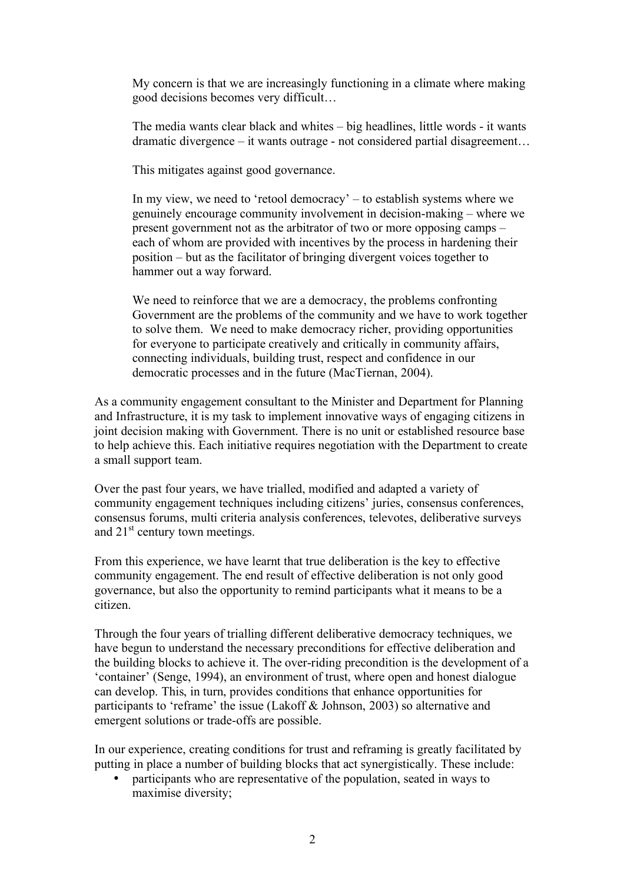> My concern is that we are increasingly functioning in a climate where making good decisions becomes very difficult…
>
> The media wants clear black and whites – big headlines, little words - it wants dramatic divergence – it wants outrage - not considered partial disagreement…
>
> This mitigates against good governance.
>
> In my view, we need to 'retool democracy' – to establish systems where we genuinely encourage community involvement in decision-making – where we present government not as the arbitrator of two or more opposing camps – each of whom are provided with incentives by the process in hardening their position – but as the facilitator of bringing divergent voices together to hammer out a way forward.
>
> We need to reinforce that we are a democracy, the problems confronting Government are the problems of the community and we have to work together to solve them. We need to make democracy richer, providing opportunities for everyone to participate creatively and critically in community affairs, connecting individuals, building trust, respect and confidence in our democratic processes and in the future (MacTiernan, 2004).

As a community engagement consultant to the Minister and Department for Planning and Infrastructure, it is my task to implement innovative ways of engaging citizens in joint decision making with Government. There is no unit or established resource base to help achieve this. Each initiative requires negotiation with the Department to create a small support team.

Over the past four years, we have trialled, modified and adapted a variety of community engagement techniques including citizens' juries, consensus conferences, consensus forums, multi criteria analysis conferences, televotes, deliberative surveys and 21st century town meetings.

From this experience, we have learnt that true deliberation is the key to effective community engagement. The end result of effective deliberation is not only good governance, but also the opportunity to remind participants what it means to be a citizen.

Through the four years of trialling different deliberative democracy techniques, we have begun to understand the necessary preconditions for effective deliberation and the building blocks to achieve it. The over-riding precondition is the development of a 'container' (Senge, 1994), an environment of trust, where open and honest dialogue can develop. This, in turn, provides conditions that enhance opportunities for participants to 'reframe' the issue (Lakoff & Johnson, 2003) so alternative and emergent solutions or trade-offs are possible.

In our experience, creating conditions for trust and reframing is greatly facilitated by putting in place a number of building blocks that act synergistically. These include:

- participants who are representative of the population, seated in ways to maximise diversity;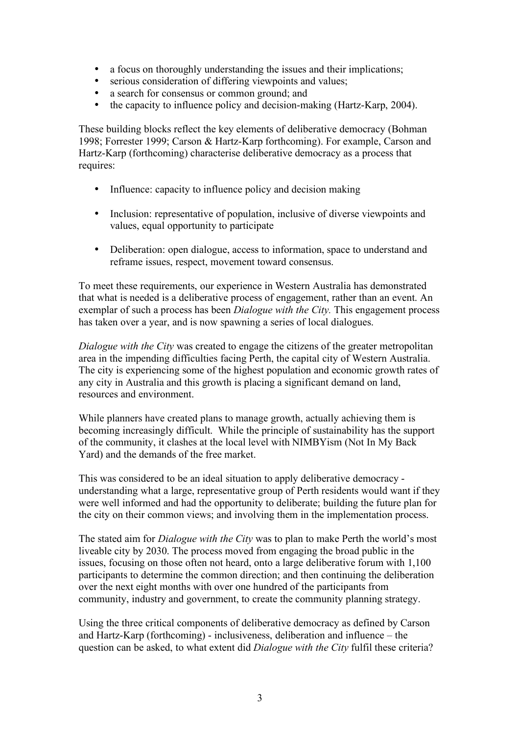- a focus on thoroughly understanding the issues and their implications;
- serious consideration of differing viewpoints and values;
- a search for consensus or common ground; and
- the capacity to influence policy and decision-making (Hartz-Karp, 2004).

These building blocks reflect the key elements of deliberative democracy (Bohman 1998; Forrester 1999; Carson & Hartz-Karp forthcoming). For example, Carson and Hartz-Karp (forthcoming) characterise deliberative democracy as a process that requires:

- Influence: capacity to influence policy and decision making
- Inclusion: representative of population, inclusive of diverse viewpoints and values, equal opportunity to participate
- Deliberation: open dialogue, access to information, space to understand and reframe issues, respect, movement toward consensus.

To meet these requirements, our experience in Western Australia has demonstrated that what is needed is a deliberative process of engagement, rather than an event. An exemplar of such a process has been *Dialogue with the City.* This engagement process has taken over a year, and is now spawning a series of local dialogues.

*Dialogue with the City* was created to engage the citizens of the greater metropolitan area in the impending difficulties facing Perth, the capital city of Western Australia. The city is experiencing some of the highest population and economic growth rates of any city in Australia and this growth is placing a significant demand on land, resources and environment.

While planners have created plans to manage growth, actually achieving them is becoming increasingly difficult. While the principle of sustainability has the support of the community, it clashes at the local level with NIMBYism (Not In My Back Yard) and the demands of the free market.

This was considered to be an ideal situation to apply deliberative democracy - understanding what a large, representative group of Perth residents would want if they were well informed and had the opportunity to deliberate; building the future plan for the city on their common views; and involving them in the implementation process.

The stated aim for *Dialogue with the City* was to plan to make Perth the world's most liveable city by 2030. The process moved from engaging the broad public in the issues, focusing on those often not heard, onto a large deliberative forum with 1,100 participants to determine the common direction; and then continuing the deliberation over the next eight months with over one hundred of the participants from community, industry and government, to create the community planning strategy.

Using the three critical components of deliberative democracy as defined by Carson and Hartz-Karp (forthcoming) - inclusiveness, deliberation and influence – the question can be asked, to what extent did *Dialogue with the City* fulfil these criteria?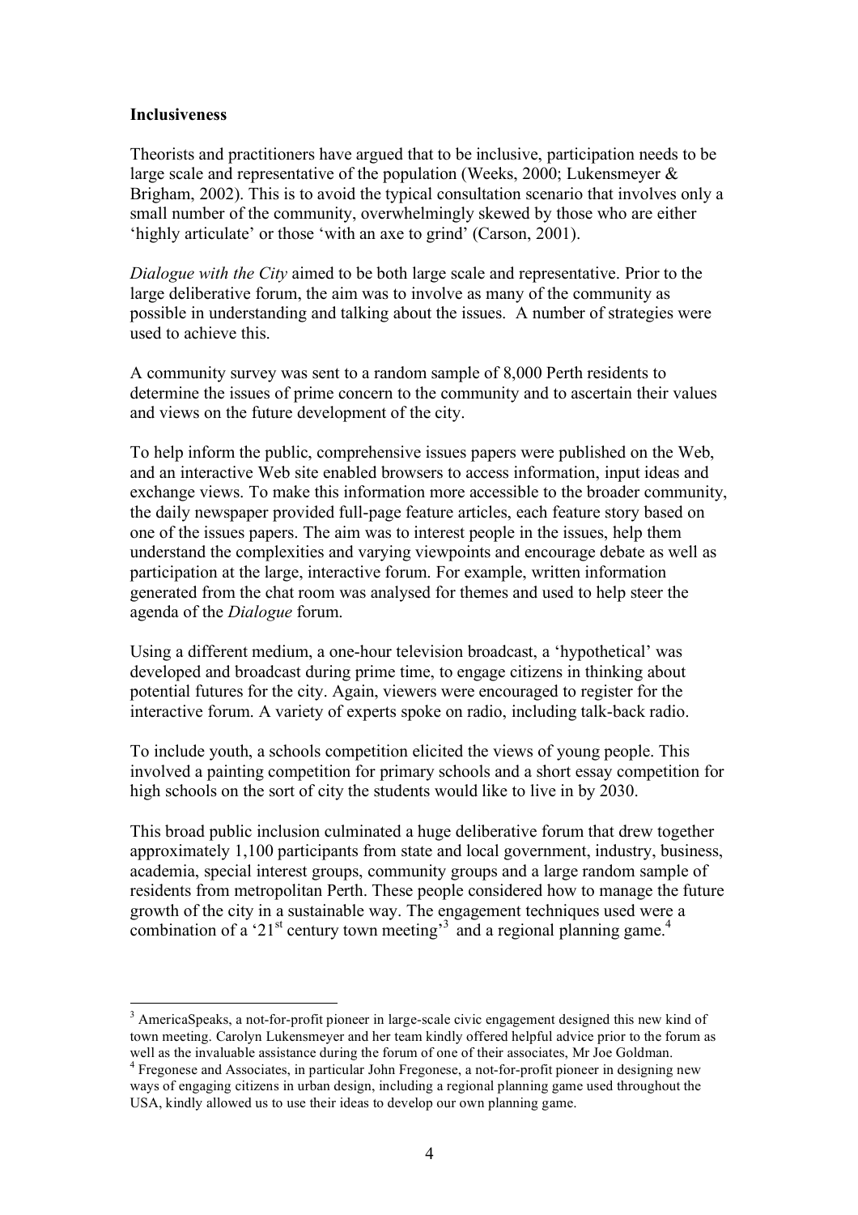**Inclusiveness**

Theorists and practitioners have argued that to be inclusive, participation needs to be large scale and representative of the population (Weeks, 2000; Lukensmeyer & Brigham, 2002). This is to avoid the typical consultation scenario that involves only a small number of the community, overwhelmingly skewed by those who are either 'highly articulate' or those 'with an axe to grind' (Carson, 2001).

*Dialogue with the City* aimed to be both large scale and representative. Prior to the large deliberative forum, the aim was to involve as many of the community as possible in understanding and talking about the issues. A number of strategies were used to achieve this.

A community survey was sent to a random sample of 8,000 Perth residents to determine the issues of prime concern to the community and to ascertain their values and views on the future development of the city.

To help inform the public, comprehensive issues papers were published on the Web, and an interactive Web site enabled browsers to access information, input ideas and exchange views. To make this information more accessible to the broader community, the daily newspaper provided full-page feature articles, each feature story based on one of the issues papers. The aim was to interest people in the issues, help them understand the complexities and varying viewpoints and encourage debate as well as participation at the large, interactive forum. For example, written information generated from the chat room was analysed for themes and used to help steer the agenda of the *Dialogue* forum.

Using a different medium, a one-hour television broadcast, a 'hypothetical' was developed and broadcast during prime time, to engage citizens in thinking about potential futures for the city. Again, viewers were encouraged to register for the interactive forum. A variety of experts spoke on radio, including talk-back radio.

To include youth, a schools competition elicited the views of young people. This involved a painting competition for primary schools and a short essay competition for high schools on the sort of city the students would like to live in by 2030.

This broad public inclusion culminated a huge deliberative forum that drew together approximately 1,100 participants from state and local government, industry, business, academia, special interest groups, community groups and a large random sample of residents from metropolitan Perth. These people considered how to manage the future growth of the city in a sustainable way. The engagement techniques used were a combination of a '21st century town meeting'[3] and a regional planning game.[4]

---

[3] AmericaSpeaks, a not-for-profit pioneer in large-scale civic engagement designed this new kind of town meeting. Carolyn Lukensmeyer and her team kindly offered helpful advice prior to the forum as well as the invaluable assistance during the forum of one of their associates, Mr Joe Goldman.

[4] Fregonese and Associates, in particular John Fregonese, a not-for-profit pioneer in designing new ways of engaging citizens in urban design, including a regional planning game used throughout the USA, kindly allowed us to use their ideas to develop our own planning game.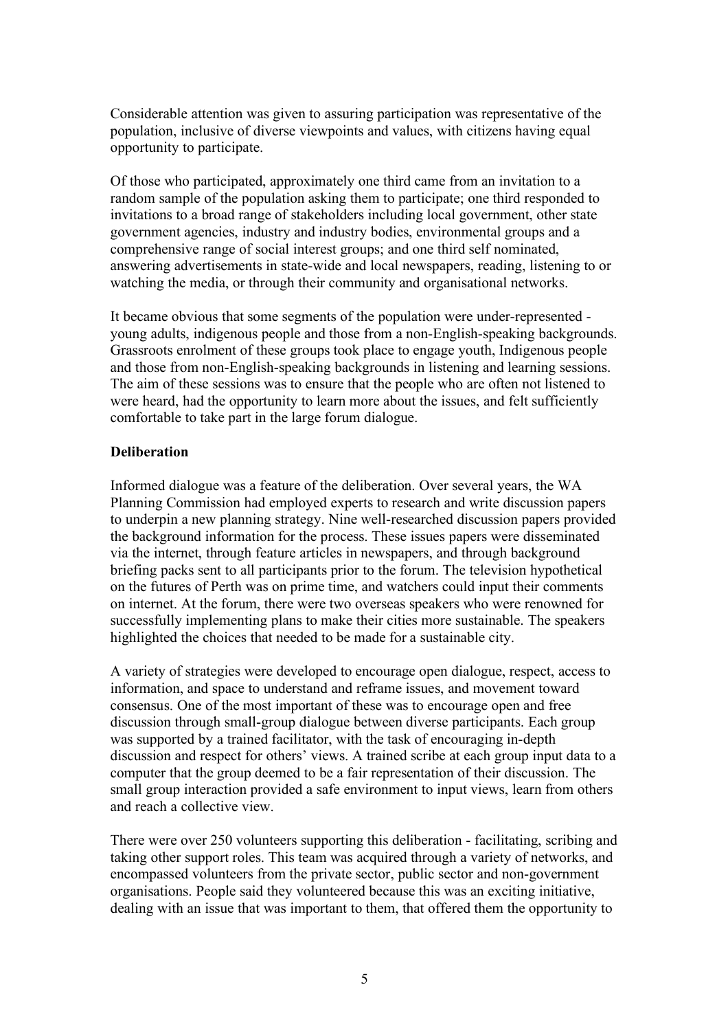Considerable attention was given to assuring participation was representative of the population, inclusive of diverse viewpoints and values, with citizens having equal opportunity to participate.

Of those who participated, approximately one third came from an invitation to a random sample of the population asking them to participate; one third responded to invitations to a broad range of stakeholders including local government, other state government agencies, industry and industry bodies, environmental groups and a comprehensive range of social interest groups; and one third self nominated, answering advertisements in state-wide and local newspapers, reading, listening to or watching the media, or through their community and organisational networks.

It became obvious that some segments of the population were under-represented - young adults, indigenous people and those from a non-English-speaking backgrounds. Grassroots enrolment of these groups took place to engage youth, Indigenous people and those from non-English-speaking backgrounds in listening and learning sessions. The aim of these sessions was to ensure that the people who are often not listened to were heard, had the opportunity to learn more about the issues, and felt sufficiently comfortable to take part in the large forum dialogue.

**Deliberation**

Informed dialogue was a feature of the deliberation. Over several years, the WA Planning Commission had employed experts to research and write discussion papers to underpin a new planning strategy. Nine well-researched discussion papers provided the background information for the process. These issues papers were disseminated via the internet, through feature articles in newspapers, and through background briefing packs sent to all participants prior to the forum. The television hypothetical on the futures of Perth was on prime time, and watchers could input their comments on internet. At the forum, there were two overseas speakers who were renowned for successfully implementing plans to make their cities more sustainable. The speakers highlighted the choices that needed to be made for a sustainable city.

A variety of strategies were developed to encourage open dialogue, respect, access to information, and space to understand and reframe issues, and movement toward consensus. One of the most important of these was to encourage open and free discussion through small-group dialogue between diverse participants. Each group was supported by a trained facilitator, with the task of encouraging in-depth discussion and respect for others' views. A trained scribe at each group input data to a computer that the group deemed to be a fair representation of their discussion. The small group interaction provided a safe environment to input views, learn from others and reach a collective view.

There were over 250 volunteers supporting this deliberation - facilitating, scribing and taking other support roles. This team was acquired through a variety of networks, and encompassed volunteers from the private sector, public sector and non-government organisations. People said they volunteered because this was an exciting initiative, dealing with an issue that was important to them, that offered them the opportunity to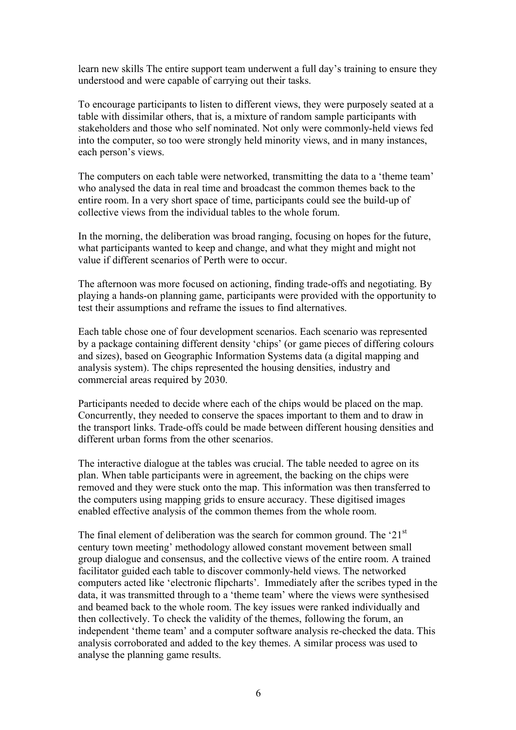learn new skills The entire support team underwent a full day's training to ensure they understood and were capable of carrying out their tasks.

To encourage participants to listen to different views, they were purposely seated at a table with dissimilar others, that is, a mixture of random sample participants with stakeholders and those who self nominated. Not only were commonly-held views fed into the computer, so too were strongly held minority views, and in many instances, each person's views.

The computers on each table were networked, transmitting the data to a 'theme team' who analysed the data in real time and broadcast the common themes back to the entire room. In a very short space of time, participants could see the build-up of collective views from the individual tables to the whole forum.

In the morning, the deliberation was broad ranging, focusing on hopes for the future, what participants wanted to keep and change, and what they might and might not value if different scenarios of Perth were to occur.

The afternoon was more focused on actioning, finding trade-offs and negotiating. By playing a hands-on planning game, participants were provided with the opportunity to test their assumptions and reframe the issues to find alternatives.

Each table chose one of four development scenarios. Each scenario was represented by a package containing different density 'chips' (or game pieces of differing colours and sizes), based on Geographic Information Systems data (a digital mapping and analysis system). The chips represented the housing densities, industry and commercial areas required by 2030.

Participants needed to decide where each of the chips would be placed on the map. Concurrently, they needed to conserve the spaces important to them and to draw in the transport links. Trade-offs could be made between different housing densities and different urban forms from the other scenarios.

The interactive dialogue at the tables was crucial. The table needed to agree on its plan. When table participants were in agreement, the backing on the chips were removed and they were stuck onto the map. This information was then transferred to the computers using mapping grids to ensure accuracy. These digitised images enabled effective analysis of the common themes from the whole room.

The final element of deliberation was the search for common ground. The '21st century town meeting' methodology allowed constant movement between small group dialogue and consensus, and the collective views of the entire room. A trained facilitator guided each table to discover commonly-held views. The networked computers acted like 'electronic flipcharts'. Immediately after the scribes typed in the data, it was transmitted through to a 'theme team' where the views were synthesised and beamed back to the whole room. The key issues were ranked individually and then collectively. To check the validity of the themes, following the forum, an independent 'theme team' and a computer software analysis re-checked the data. This analysis corroborated and added to the key themes. A similar process was used to analyse the planning game results.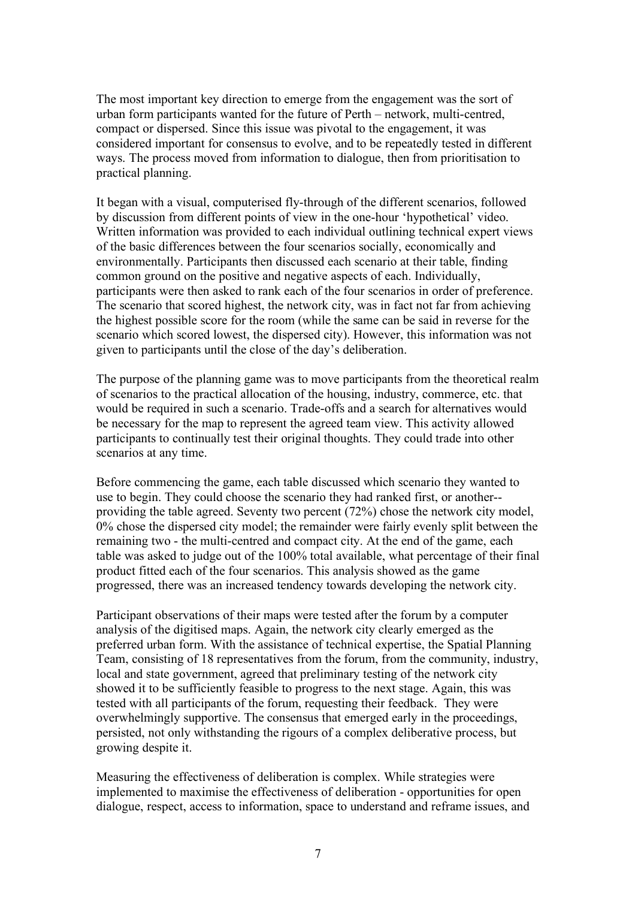The most important key direction to emerge from the engagement was the sort of urban form participants wanted for the future of Perth – network, multi-centred, compact or dispersed. Since this issue was pivotal to the engagement, it was considered important for consensus to evolve, and to be repeatedly tested in different ways. The process moved from information to dialogue, then from prioritisation to practical planning.

It began with a visual, computerised fly-through of the different scenarios, followed by discussion from different points of view in the one-hour 'hypothetical' video. Written information was provided to each individual outlining technical expert views of the basic differences between the four scenarios socially, economically and environmentally. Participants then discussed each scenario at their table, finding common ground on the positive and negative aspects of each. Individually, participants were then asked to rank each of the four scenarios in order of preference. The scenario that scored highest, the network city, was in fact not far from achieving the highest possible score for the room (while the same can be said in reverse for the scenario which scored lowest, the dispersed city). However, this information was not given to participants until the close of the day's deliberation.

The purpose of the planning game was to move participants from the theoretical realm of scenarios to the practical allocation of the housing, industry, commerce, etc. that would be required in such a scenario. Trade-offs and a search for alternatives would be necessary for the map to represent the agreed team view. This activity allowed participants to continually test their original thoughts. They could trade into other scenarios at any time.

Before commencing the game, each table discussed which scenario they wanted to use to begin. They could choose the scenario they had ranked first, or another--providing the table agreed. Seventy two percent (72%) chose the network city model, 0% chose the dispersed city model; the remainder were fairly evenly split between the remaining two - the multi-centred and compact city. At the end of the game, each table was asked to judge out of the 100% total available, what percentage of their final product fitted each of the four scenarios. This analysis showed as the game progressed, there was an increased tendency towards developing the network city.

Participant observations of their maps were tested after the forum by a computer analysis of the digitised maps. Again, the network city clearly emerged as the preferred urban form. With the assistance of technical expertise, the Spatial Planning Team, consisting of 18 representatives from the forum, from the community, industry, local and state government, agreed that preliminary testing of the network city showed it to be sufficiently feasible to progress to the next stage. Again, this was tested with all participants of the forum, requesting their feedback. They were overwhelmingly supportive. The consensus that emerged early in the proceedings, persisted, not only withstanding the rigours of a complex deliberative process, but growing despite it.

Measuring the effectiveness of deliberation is complex. While strategies were implemented to maximise the effectiveness of deliberation - opportunities for open dialogue, respect, access to information, space to understand and reframe issues, and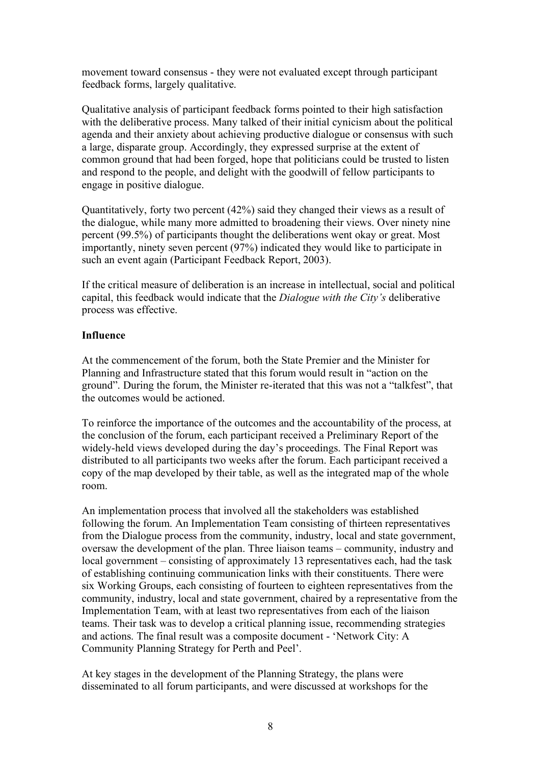movement toward consensus - they were not evaluated except through participant feedback forms, largely qualitative.

Qualitative analysis of participant feedback forms pointed to their high satisfaction with the deliberative process. Many talked of their initial cynicism about the political agenda and their anxiety about achieving productive dialogue or consensus with such a large, disparate group. Accordingly, they expressed surprise at the extent of common ground that had been forged, hope that politicians could be trusted to listen and respond to the people, and delight with the goodwill of fellow participants to engage in positive dialogue.

Quantitatively, forty two percent (42%) said they changed their views as a result of the dialogue, while many more admitted to broadening their views. Over ninety nine percent (99.5%) of participants thought the deliberations went okay or great. Most importantly, ninety seven percent (97%) indicated they would like to participate in such an event again (Participant Feedback Report, 2003).

If the critical measure of deliberation is an increase in intellectual, social and political capital, this feedback would indicate that the *Dialogue with the City's* deliberative process was effective.

**Influence**

At the commencement of the forum, both the State Premier and the Minister for Planning and Infrastructure stated that this forum would result in "action on the ground". During the forum, the Minister re-iterated that this was not a "talkfest", that the outcomes would be actioned.

To reinforce the importance of the outcomes and the accountability of the process, at the conclusion of the forum, each participant received a Preliminary Report of the widely-held views developed during the day's proceedings. The Final Report was distributed to all participants two weeks after the forum. Each participant received a copy of the map developed by their table, as well as the integrated map of the whole room.

An implementation process that involved all the stakeholders was established following the forum. An Implementation Team consisting of thirteen representatives from the Dialogue process from the community, industry, local and state government, oversaw the development of the plan. Three liaison teams – community, industry and local government – consisting of approximately 13 representatives each, had the task of establishing continuing communication links with their constituents. There were six Working Groups, each consisting of fourteen to eighteen representatives from the community, industry, local and state government, chaired by a representative from the Implementation Team, with at least two representatives from each of the liaison teams. Their task was to develop a critical planning issue, recommending strategies and actions. The final result was a composite document - 'Network City: A Community Planning Strategy for Perth and Peel'.

At key stages in the development of the Planning Strategy, the plans were disseminated to all forum participants, and were discussed at workshops for the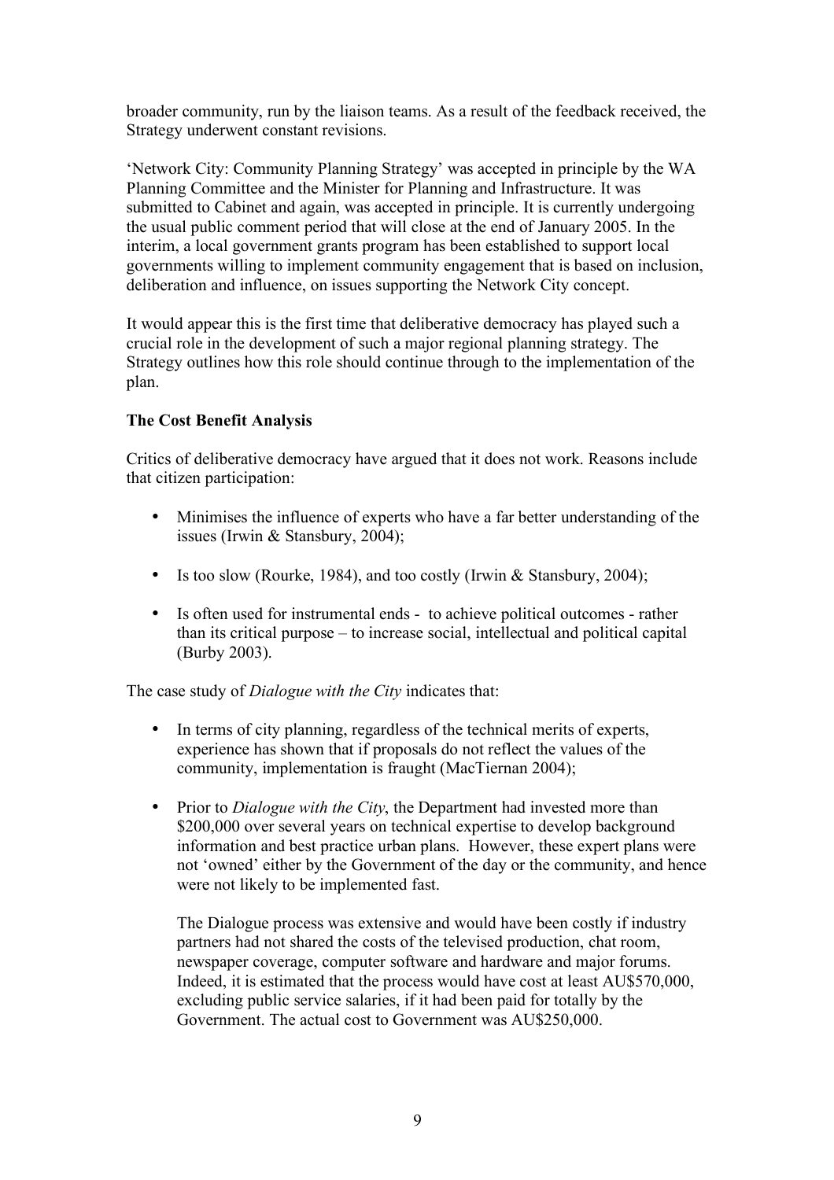broader community, run by the liaison teams. As a result of the feedback received, the Strategy underwent constant revisions.

'Network City: Community Planning Strategy' was accepted in principle by the WA Planning Committee and the Minister for Planning and Infrastructure. It was submitted to Cabinet and again, was accepted in principle. It is currently undergoing the usual public comment period that will close at the end of January 2005. In the interim, a local government grants program has been established to support local governments willing to implement community engagement that is based on inclusion, deliberation and influence, on issues supporting the Network City concept.

It would appear this is the first time that deliberative democracy has played such a crucial role in the development of such a major regional planning strategy. The Strategy outlines how this role should continue through to the implementation of the plan.

**The Cost Benefit Analysis**

Critics of deliberative democracy have argued that it does not work. Reasons include that citizen participation:

- Minimises the influence of experts who have a far better understanding of the issues (Irwin & Stansbury, 2004);
- Is too slow (Rourke, 1984), and too costly (Irwin & Stansbury, 2004);
- Is often used for instrumental ends - to achieve political outcomes - rather than its critical purpose – to increase social, intellectual and political capital (Burby 2003).

The case study of *Dialogue with the City* indicates that:

- In terms of city planning, regardless of the technical merits of experts, experience has shown that if proposals do not reflect the values of the community, implementation is fraught (MacTiernan 2004);
- Prior to *Dialogue with the City*, the Department had invested more than $200,000 over several years on technical expertise to develop background information and best practice urban plans. However, these expert plans were not 'owned' either by the Government of the day or the community, and hence were not likely to be implemented fast.

  The Dialogue process was extensive and would have been costly if industry partners had not shared the costs of the televised production, chat room, newspaper coverage, computer software and hardware and major forums. Indeed, it is estimated that the process would have cost at least AU$570,000, excluding public service salaries, if it had been paid for totally by the Government. The actual cost to Government was AU$250,000.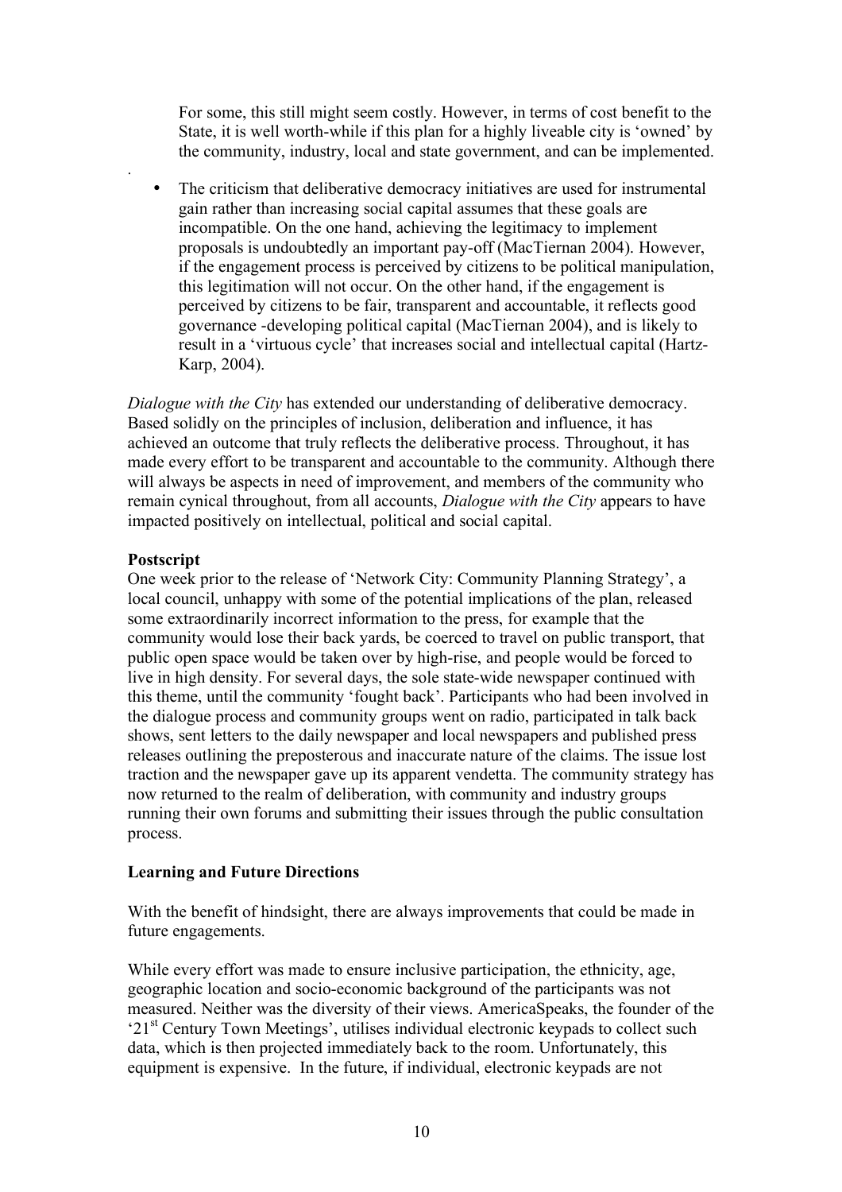For some, this still might seem costly. However, in terms of cost benefit to the State, it is well worth-while if this plan for a highly liveable city is 'owned' by the community, industry, local and state government, and can be implemented.

- The criticism that deliberative democracy initiatives are used for instrumental gain rather than increasing social capital assumes that these goals are incompatible. On the one hand, achieving the legitimacy to implement proposals is undoubtedly an important pay-off (MacTiernan 2004). However, if the engagement process is perceived by citizens to be political manipulation, this legitimation will not occur. On the other hand, if the engagement is perceived by citizens to be fair, transparent and accountable, it reflects good governance -developing political capital (MacTiernan 2004), and is likely to result in a 'virtuous cycle' that increases social and intellectual capital (Hartz-Karp, 2004).

*Dialogue with the City* has extended our understanding of deliberative democracy. Based solidly on the principles of inclusion, deliberation and influence, it has achieved an outcome that truly reflects the deliberative process. Throughout, it has made every effort to be transparent and accountable to the community. Although there will always be aspects in need of improvement, and members of the community who remain cynical throughout, from all accounts, *Dialogue with the City* appears to have impacted positively on intellectual, political and social capital.

**Postscript**

One week prior to the release of 'Network City: Community Planning Strategy', a local council, unhappy with some of the potential implications of the plan, released some extraordinarily incorrect information to the press, for example that the community would lose their back yards, be coerced to travel on public transport, that public open space would be taken over by high-rise, and people would be forced to live in high density. For several days, the sole state-wide newspaper continued with this theme, until the community 'fought back'. Participants who had been involved in the dialogue process and community groups went on radio, participated in talk back shows, sent letters to the daily newspaper and local newspapers and published press releases outlining the preposterous and inaccurate nature of the claims. The issue lost traction and the newspaper gave up its apparent vendetta. The community strategy has now returned to the realm of deliberation, with community and industry groups running their own forums and submitting their issues through the public consultation process.

**Learning and Future Directions**

With the benefit of hindsight, there are always improvements that could be made in future engagements.

While every effort was made to ensure inclusive participation, the ethnicity, age, geographic location and socio-economic background of the participants was not measured. Neither was the diversity of their views. AmericaSpeaks, the founder of the '21st Century Town Meetings', utilises individual electronic keypads to collect such data, which is then projected immediately back to the room. Unfortunately, this equipment is expensive. In the future, if individual, electronic keypads are not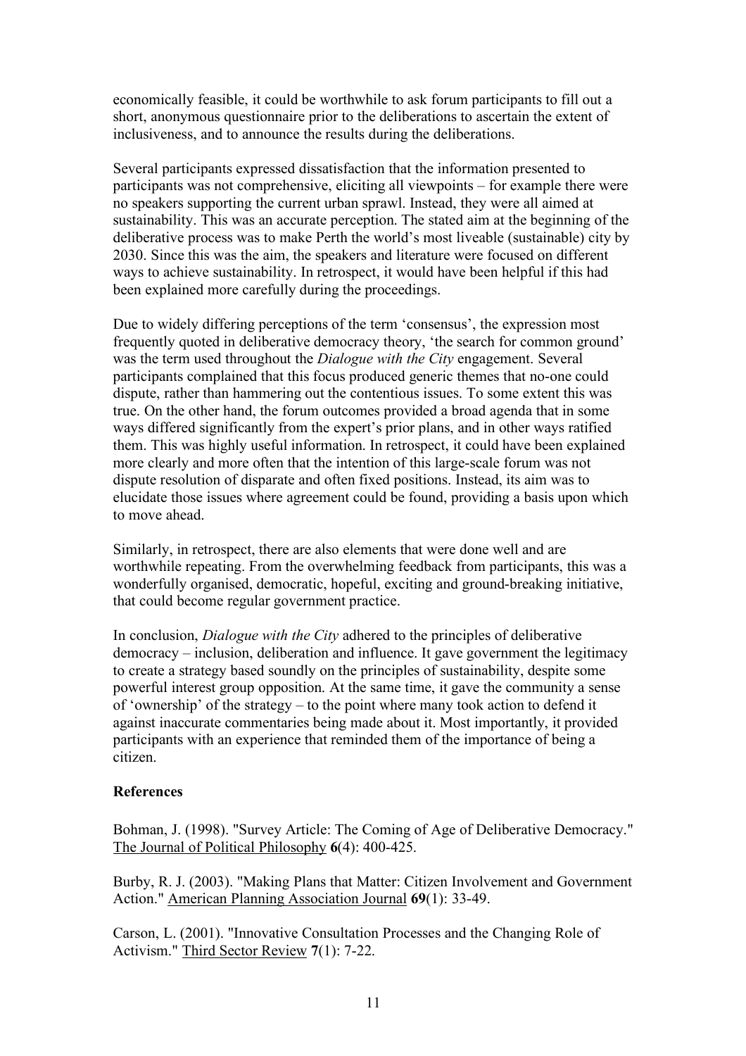economically feasible, it could be worthwhile to ask forum participants to fill out a short, anonymous questionnaire prior to the deliberations to ascertain the extent of inclusiveness, and to announce the results during the deliberations.

Several participants expressed dissatisfaction that the information presented to participants was not comprehensive, eliciting all viewpoints – for example there were no speakers supporting the current urban sprawl. Instead, they were all aimed at sustainability. This was an accurate perception. The stated aim at the beginning of the deliberative process was to make Perth the world's most liveable (sustainable) city by 2030. Since this was the aim, the speakers and literature were focused on different ways to achieve sustainability. In retrospect, it would have been helpful if this had been explained more carefully during the proceedings.

Due to widely differing perceptions of the term 'consensus', the expression most frequently quoted in deliberative democracy theory, 'the search for common ground' was the term used throughout the *Dialogue with the City* engagement. Several participants complained that this focus produced generic themes that no-one could dispute, rather than hammering out the contentious issues. To some extent this was true. On the other hand, the forum outcomes provided a broad agenda that in some ways differed significantly from the expert's prior plans, and in other ways ratified them. This was highly useful information. In retrospect, it could have been explained more clearly and more often that the intention of this large-scale forum was not dispute resolution of disparate and often fixed positions. Instead, its aim was to elucidate those issues where agreement could be found, providing a basis upon which to move ahead.

Similarly, in retrospect, there are also elements that were done well and are worthwhile repeating. From the overwhelming feedback from participants, this was a wonderfully organised, democratic, hopeful, exciting and ground-breaking initiative, that could become regular government practice.

In conclusion, *Dialogue with the City* adhered to the principles of deliberative democracy – inclusion, deliberation and influence. It gave government the legitimacy to create a strategy based soundly on the principles of sustainability, despite some powerful interest group opposition. At the same time, it gave the community a sense of 'ownership' of the strategy – to the point where many took action to defend it against inaccurate commentaries being made about it. Most importantly, it provided participants with an experience that reminded them of the importance of being a citizen.

**References**

Bohman, J. (1998). "Survey Article: The Coming of Age of Deliberative Democracy." The Journal of Political Philosophy **6**(4): 400-425.

Burby, R. J. (2003). "Making Plans that Matter: Citizen Involvement and Government Action." American Planning Association Journal **69**(1): 33-49.

Carson, L. (2001). "Innovative Consultation Processes and the Changing Role of Activism." Third Sector Review **7**(1): 7-22.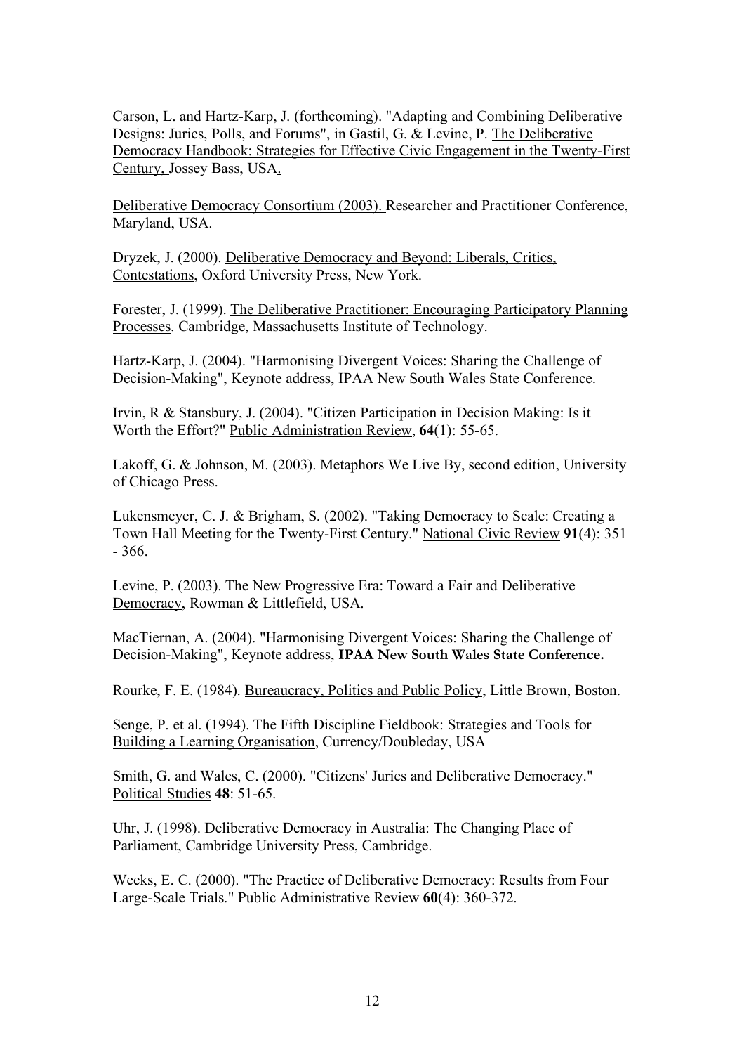Carson, L. and Hartz-Karp, J. (forthcoming). "Adapting and Combining Deliberative Designs: Juries, Polls, and Forums", in Gastil, G. & Levine, P. The Deliberative Democracy Handbook: Strategies for Effective Civic Engagement in the Twenty-First Century, Jossey Bass, USA.

Deliberative Democracy Consortium (2003). Researcher and Practitioner Conference, Maryland, USA.

Dryzek, J. (2000). Deliberative Democracy and Beyond: Liberals, Critics, Contestations, Oxford University Press, New York.

Forester, J. (1999). The Deliberative Practitioner: Encouraging Participatory Planning Processes. Cambridge, Massachusetts Institute of Technology.

Hartz-Karp, J. (2004). "Harmonising Divergent Voices: Sharing the Challenge of Decision-Making", Keynote address, IPAA New South Wales State Conference.

Irvin, R & Stansbury, J. (2004). "Citizen Participation in Decision Making: Is it Worth the Effort?" Public Administration Review, **64**(1): 55-65.

Lakoff, G. & Johnson, M. (2003). Metaphors We Live By, second edition, University of Chicago Press.

Lukensmeyer, C. J. & Brigham, S. (2002). "Taking Democracy to Scale: Creating a Town Hall Meeting for the Twenty-First Century." National Civic Review **91**(4): 351 - 366.

Levine, P. (2003). The New Progressive Era: Toward a Fair and Deliberative Democracy, Rowman & Littlefield, USA.

MacTiernan, A. (2004). "Harmonising Divergent Voices: Sharing the Challenge of Decision-Making", Keynote address, **IPAA New South Wales State Conference.**

Rourke, F. E. (1984). Bureaucracy, Politics and Public Policy, Little Brown, Boston.

Senge, P. et al. (1994). The Fifth Discipline Fieldbook: Strategies and Tools for Building a Learning Organisation, Currency/Doubleday, USA

Smith, G. and Wales, C. (2000). "Citizens' Juries and Deliberative Democracy." Political Studies **48**: 51-65.

Uhr, J. (1998). Deliberative Democracy in Australia: The Changing Place of Parliament, Cambridge University Press, Cambridge.

Weeks, E. C. (2000). "The Practice of Deliberative Democracy: Results from Four Large-Scale Trials." Public Administrative Review **60**(4): 360-372.